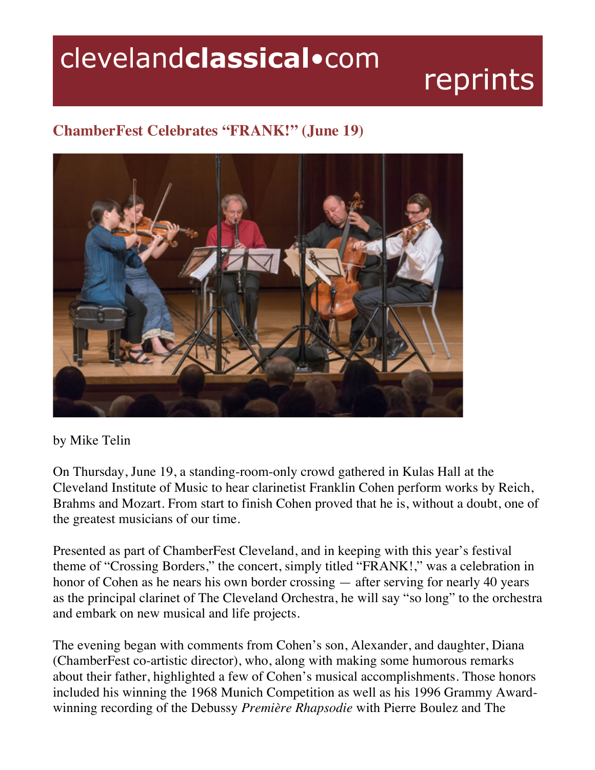clevelandclassical•com reprints

## ChamberFest Celebrates "FRANK!" (June 19)

by Mike Telin

On Thursday, June 19, a standing-room-only crowd gathered in Kulas Hall at the Cleveland Institute of Music to hear clarinetist Franklin Cohen perform works by Reich, Brahms and Mozart. From start to finish Cohen proved that he is, without a doubt, one of the greatest musicians of our time.

Presented as part of ChamberFest Cleveland, and in keeping with this year's festival theme of "Crossing Borders," the concert, simply titled "FRANK!," was a celebration in honor of Cohen as he nears his own border crossing — after serving for nearly 40 years as the principal clarinet of The Cleveland Orchestra, he will say "so long" to the orchestra and embark on new musical and life projects.

The evening began with comments from Cohen's son, Alexander, and daughter, Diana (ChamberFest co-artistic director), who, along with making some humorous remarks about their father, highlighted a few of Cohen's musical accomplishments. Those honors included his winning the 1968 Munich Competition as well as his 1996 Grammy Award-winning recording of the Debussy *Première Rhapsodie* with Pierre Boulez and The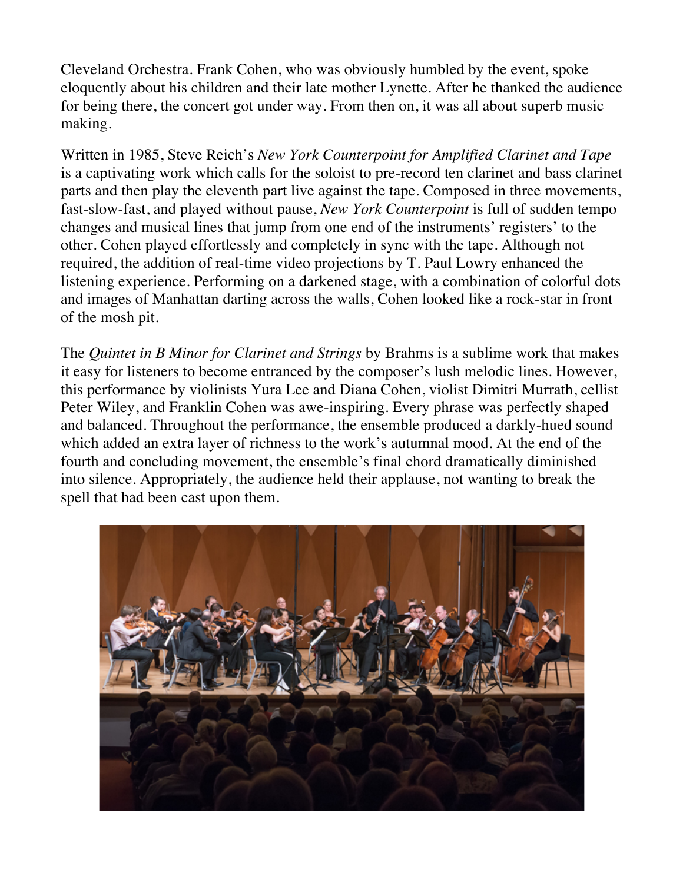Cleveland Orchestra. Frank Cohen, who was obviously humbled by the event, spoke eloquently about his children and their late mother Lynette. After he thanked the audience for being there, the concert got under way. From then on, it was all about superb music making.

Written in 1985, Steve Reich's *New York Counterpoint for Amplified Clarinet and Tape* is a captivating work which calls for the soloist to pre-record ten clarinet and bass clarinet parts and then play the eleventh part live against the tape. Composed in three movements, fast-slow-fast, and played without pause, *New York Counterpoint* is full of sudden tempo changes and musical lines that jump from one end of the instruments' registers' to the other. Cohen played effortlessly and completely in sync with the tape. Although not required, the addition of real-time video projections by T. Paul Lowry enhanced the listening experience. Performing on a darkened stage, with a combination of colorful dots and images of Manhattan darting across the walls, Cohen looked like a rock-star in front of the mosh pit.

The *Quintet in B Minor for Clarinet and Strings* by Brahms is a sublime work that makes it easy for listeners to become entranced by the composer's lush melodic lines. However, this performance by violinists Yura Lee and Diana Cohen, violist Dimitri Murrath, cellist Peter Wiley, and Franklin Cohen was awe-inspiring. Every phrase was perfectly shaped and balanced. Throughout the performance, the ensemble produced a darkly-hued sound which added an extra layer of richness to the work's autumnal mood. At the end of the fourth and concluding movement, the ensemble's final chord dramatically diminished into silence. Appropriately, the audience held their applause, not wanting to break the spell that had been cast upon them.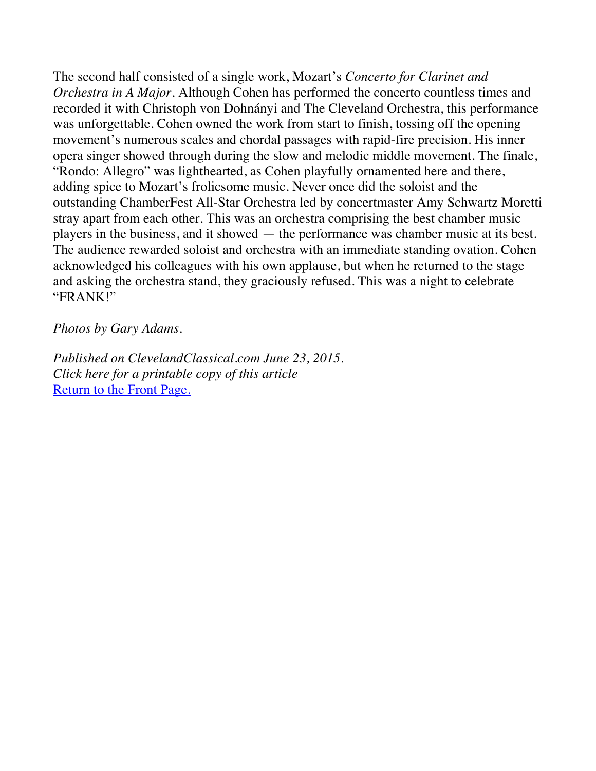The second half consisted of a single work, Mozart's *Concerto for Clarinet and Orchestra in A Major*. Although Cohen has performed the concerto countless times and recorded it with Christoph von Dohnányi and The Cleveland Orchestra, this performance was unforgettable. Cohen owned the work from start to finish, tossing off the opening movement's numerous scales and chordal passages with rapid-fire precision. His inner opera singer showed through during the slow and melodic middle movement. The finale, "Rondo: Allegro" was lighthearted, as Cohen playfully ornamented here and there, adding spice to Mozart's frolicsome music. Never once did the soloist and the outstanding ChamberFest All-Star Orchestra led by concertmaster Amy Schwartz Moretti stray apart from each other. This was an orchestra comprising the best chamber music players in the business, and it showed — the performance was chamber music at its best. The audience rewarded soloist and orchestra with an immediate standing ovation. Cohen acknowledged his colleagues with his own applause, but when he returned to the stage and asking the orchestra stand, they graciously refused. This was a night to celebrate "FRANK!"

*Photos by Gary Adams.*

*Published on ClevelandClassical.com June 23, 2015.*
*Click here for a printable copy of this article*
Return to the Front Page.